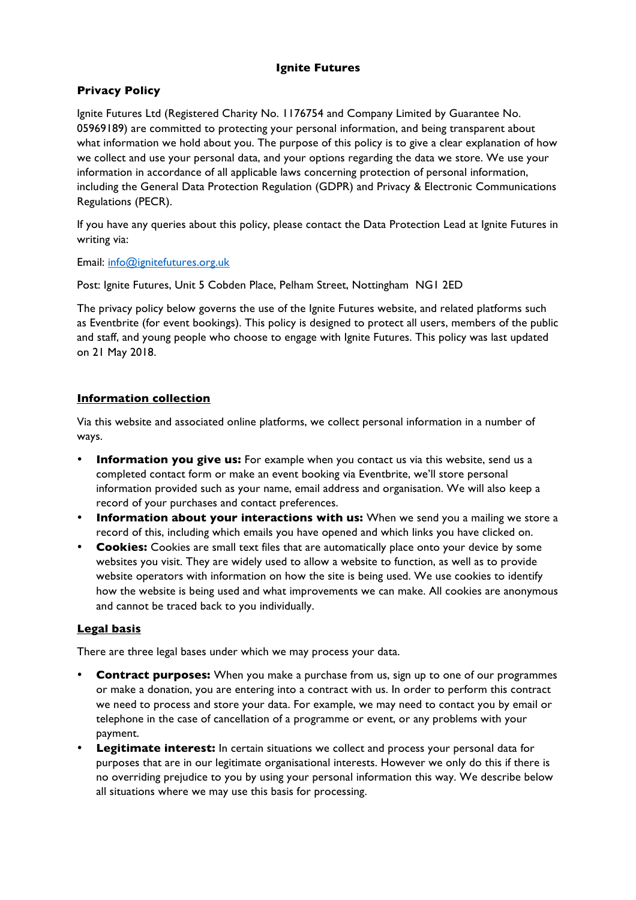# Ignite Futures

## Privacy Policy

Ignite Futures Ltd (Registered Charity No. 1176754 and Company Limited by Guarantee No. 05969189) are committed to protecting your personal information, and being transparent about what information we hold about you. The purpose of this policy is to give a clear explanation of how we collect and use your personal data, and your options regarding the data we store. We use your information in accordance of all applicable laws concerning protection of personal information, including the General Data Protection Regulation (GDPR) and Privacy & Electronic Communications Regulations (PECR).

If you have any queries about this policy, please contact the Data Protection Lead at Ignite Futures in writing via:

Email: [info@ignitefutures.org.uk](mailto:info@ignitefutures.org.uk)

Post: Ignite Futures, Unit 5 Cobden Place, Pelham Street, Nottingham NG1 2ED

The privacy policy below governs the use of the Ignite Futures website, and related platforms such as Eventbrite (for event bookings). This policy is designed to protect all users, members of the public and staff, and young people who choose to engage with Ignite Futures. This policy was last updated on 21 May 2018.

### Information collection

Via this website and associated online platforms, we collect personal information in a number of ways.

- **Information you give us:** For example when you contact us via this website, send us a completed contact form or make an event booking via Eventbrite, we'll store personal information provided such as your name, email address and organisation. We will also keep a record of your purchases and contact preferences.
- **Information about your interactions with us:** When we send you a mailing we store a record of this, including which emails you have opened and which links you have clicked on.
- **Cookies:** Cookies are small text files that are automatically place onto your device by some websites you visit. They are widely used to allow a website to function, as well as to provide website operators with information on how the site is being used. We use cookies to identify how the website is being used and what improvements we can make. All cookies are anonymous and cannot be traced back to you individually.

### Legal basis

There are three legal bases under which we may process your data.

- **Contract purposes:** When you make a purchase from us, sign up to one of our programmes or make a donation, you are entering into a contract with us. In order to perform this contract we need to process and store your data. For example, we may need to contact you by email or telephone in the case of cancellation of a programme or event, or any problems with your payment.
- **Legitimate interest:** In certain situations we collect and process your personal data for purposes that are in our legitimate organisational interests. However we only do this if there is no overriding prejudice to you by using your personal information this way. We describe below all situations where we may use this basis for processing.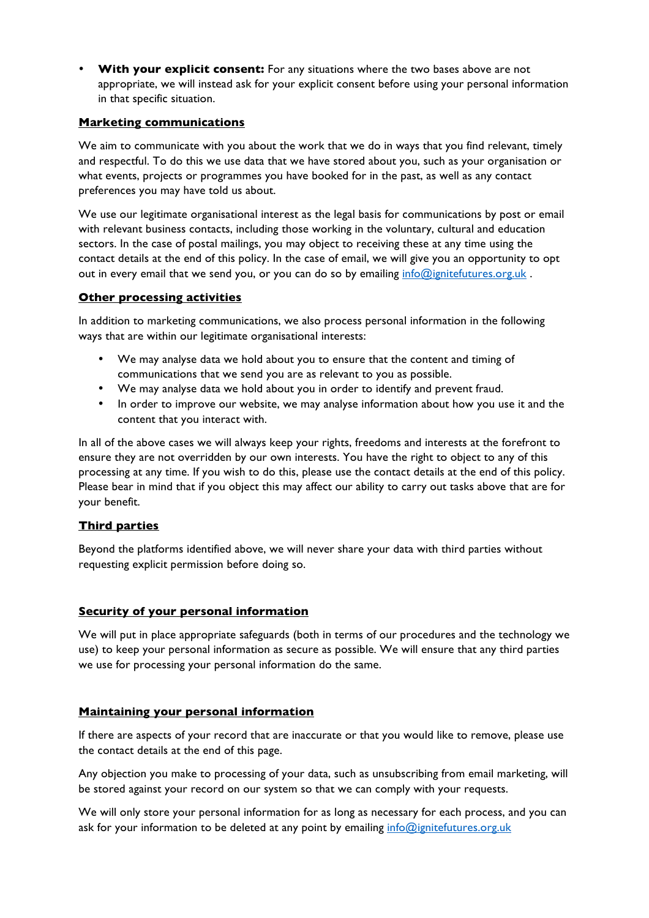- **With your explicit consent:** For any situations where the two bases above are not appropriate, we will instead ask for your explicit consent before using your personal information in that specific situation.

## Marketing communications

We aim to communicate with you about the work that we do in ways that you find relevant, timely and respectful. To do this we use data that we have stored about you, such as your organisation or what events, projects or programmes you have booked for in the past, as well as any contact preferences you may have told us about.

We use our legitimate organisational interest as the legal basis for communications by post or email with relevant business contacts, including those working in the voluntary, cultural and education sectors. In the case of postal mailings, you may object to receiving these at any time using the contact details at the end of this policy. In the case of email, we will give you an opportunity to opt out in every email that we send you, or you can do so by emailing info@ignitefutures.org.uk .

## Other processing activities

In addition to marketing communications, we also process personal information in the following ways that are within our legitimate organisational interests:

- We may analyse data we hold about you to ensure that the content and timing of communications that we send you are as relevant to you as possible.
- We may analyse data we hold about you in order to identify and prevent fraud.
- In order to improve our website, we may analyse information about how you use it and the content that you interact with.

In all of the above cases we will always keep your rights, freedoms and interests at the forefront to ensure they are not overridden by our own interests. You have the right to object to any of this processing at any time. If you wish to do this, please use the contact details at the end of this policy. Please bear in mind that if you object this may affect our ability to carry out tasks above that are for your benefit.

## Third parties

Beyond the platforms identified above, we will never share your data with third parties without requesting explicit permission before doing so.

## Security of your personal information

We will put in place appropriate safeguards (both in terms of our procedures and the technology we use) to keep your personal information as secure as possible. We will ensure that any third parties we use for processing your personal information do the same.

## Maintaining your personal information

If there are aspects of your record that are inaccurate or that you would like to remove, please use the contact details at the end of this page.

Any objection you make to processing of your data, such as unsubscribing from email marketing, will be stored against your record on our system so that we can comply with your requests.

We will only store your personal information for as long as necessary for each process, and you can ask for your information to be deleted at any point by emailing info@ignitefutures.org.uk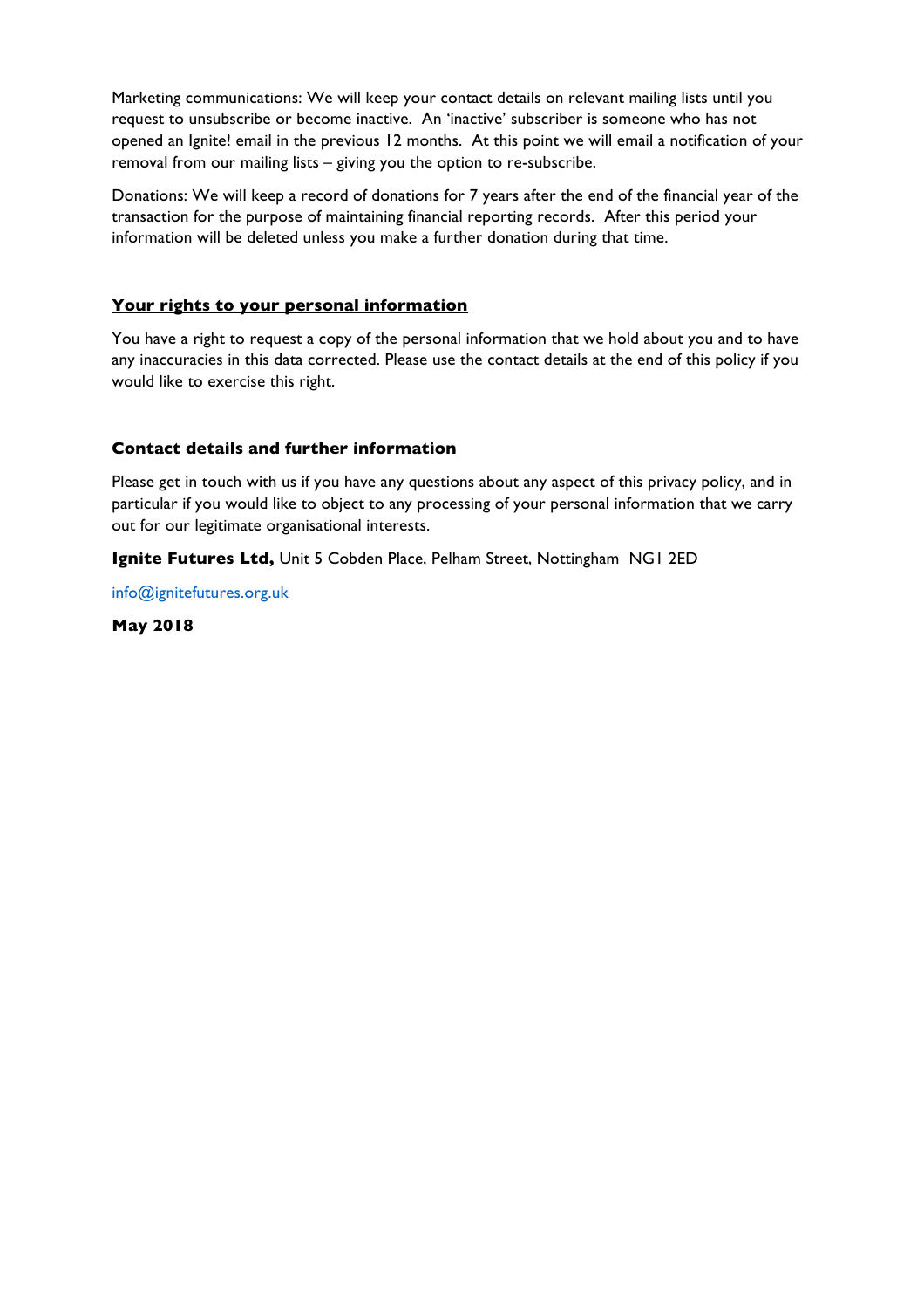Marketing communications: We will keep your contact details on relevant mailing lists until you request to unsubscribe or become inactive. An 'inactive' subscriber is someone who has not opened an Ignite! email in the previous 12 months. At this point we will email a notification of your removal from our mailing lists – giving you the option to re-subscribe.

Donations: We will keep a record of donations for 7 years after the end of the financial year of the transaction for the purpose of maintaining financial reporting records. After this period your information will be deleted unless you make a further donation during that time.

## Your rights to your personal information

You have a right to request a copy of the personal information that we hold about you and to have any inaccuracies in this data corrected. Please use the contact details at the end of this policy if you would like to exercise this right.

## Contact details and further information

Please get in touch with us if you have any questions about any aspect of this privacy policy, and in particular if you would like to object to any processing of your personal information that we carry out for our legitimate organisational interests.

**Ignite Futures Ltd,** Unit 5 Cobden Place, Pelham Street, Nottingham NG1 2ED

info@ignitefutures.org.uk

**May 2018**